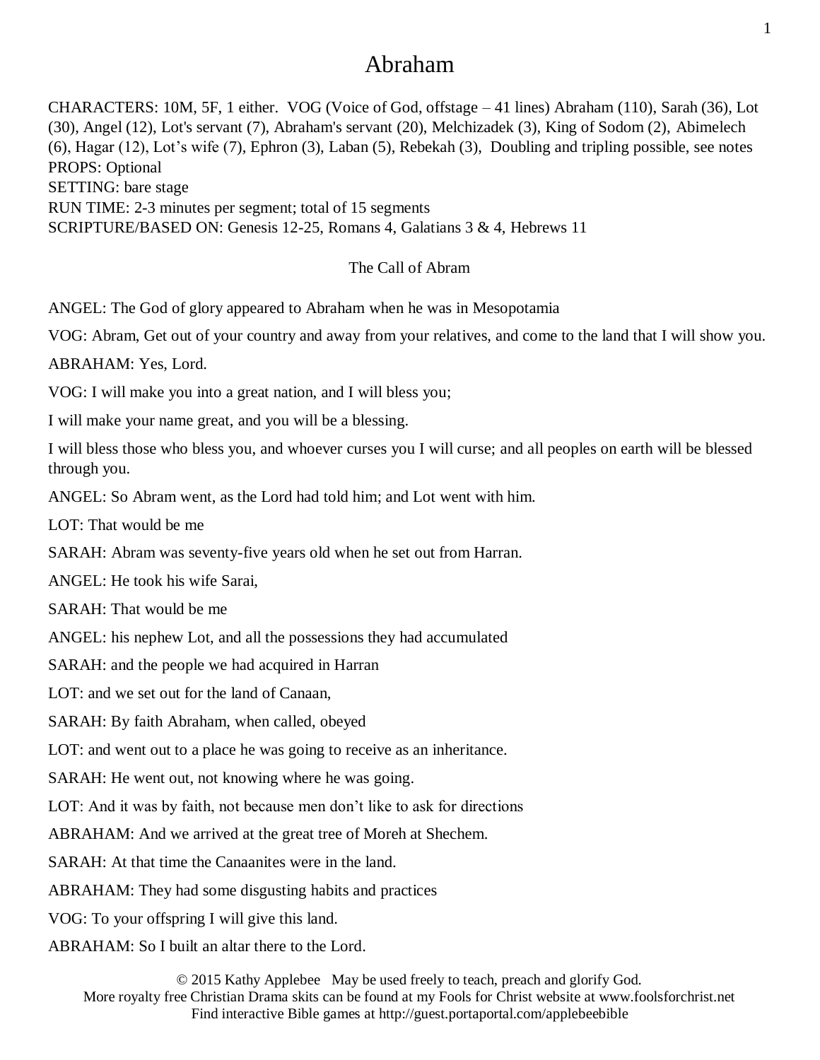# Abraham

CHARACTERS: 10M, 5F, 1 either. VOG (Voice of God, offstage – 41 lines) Abraham (110), Sarah (36), Lot (30), Angel (12), Lot's servant (7), Abraham's servant (20), Melchizadek (3), King of Sodom (2), Abimelech (6), Hagar (12), Lot's wife (7), Ephron (3), Laban (5), Rebekah (3), Doubling and tripling possible, see notes
PROPS: Optional
SETTING: bare stage
RUN TIME: 2-3 minutes per segment; total of 15 segments
SCRIPTURE/BASED ON: Genesis 12-25, Romans 4, Galatians 3 & 4, Hebrews 11

## The Call of Abram

ANGEL: The God of glory appeared to Abraham when he was in Mesopotamia

VOG: Abram, Get out of your country and away from your relatives, and come to the land that I will show you.

ABRAHAM: Yes, Lord.

VOG: I will make you into a great nation, and I will bless you;

I will make your name great, and you will be a blessing.

I will bless those who bless you, and whoever curses you I will curse; and all peoples on earth will be blessed through you.

ANGEL: So Abram went, as the Lord had told him; and Lot went with him.

LOT: That would be me

SARAH: Abram was seventy-five years old when he set out from Harran.

ANGEL: He took his wife Sarai,

SARAH: That would be me

ANGEL: his nephew Lot, and all the possessions they had accumulated

SARAH: and the people we had acquired in Harran

LOT: and we set out for the land of Canaan,

SARAH: By faith Abraham, when called, obeyed

LOT: and went out to a place he was going to receive as an inheritance.

SARAH: He went out, not knowing where he was going.

LOT: And it was by faith, not because men don't like to ask for directions

ABRAHAM: And we arrived at the great tree of Moreh at Shechem.

SARAH: At that time the Canaanites were in the land.

ABRAHAM: They had some disgusting habits and practices

VOG: To your offspring I will give this land.

ABRAHAM: So I built an altar there to the Lord.

© 2015 Kathy Applebee May be used freely to teach, preach and glorify God.
More royalty free Christian Drama skits can be found at my Fools for Christ website at www.foolsforchrist.net
Find interactive Bible games at http://guest.portaportal.com/applebeebible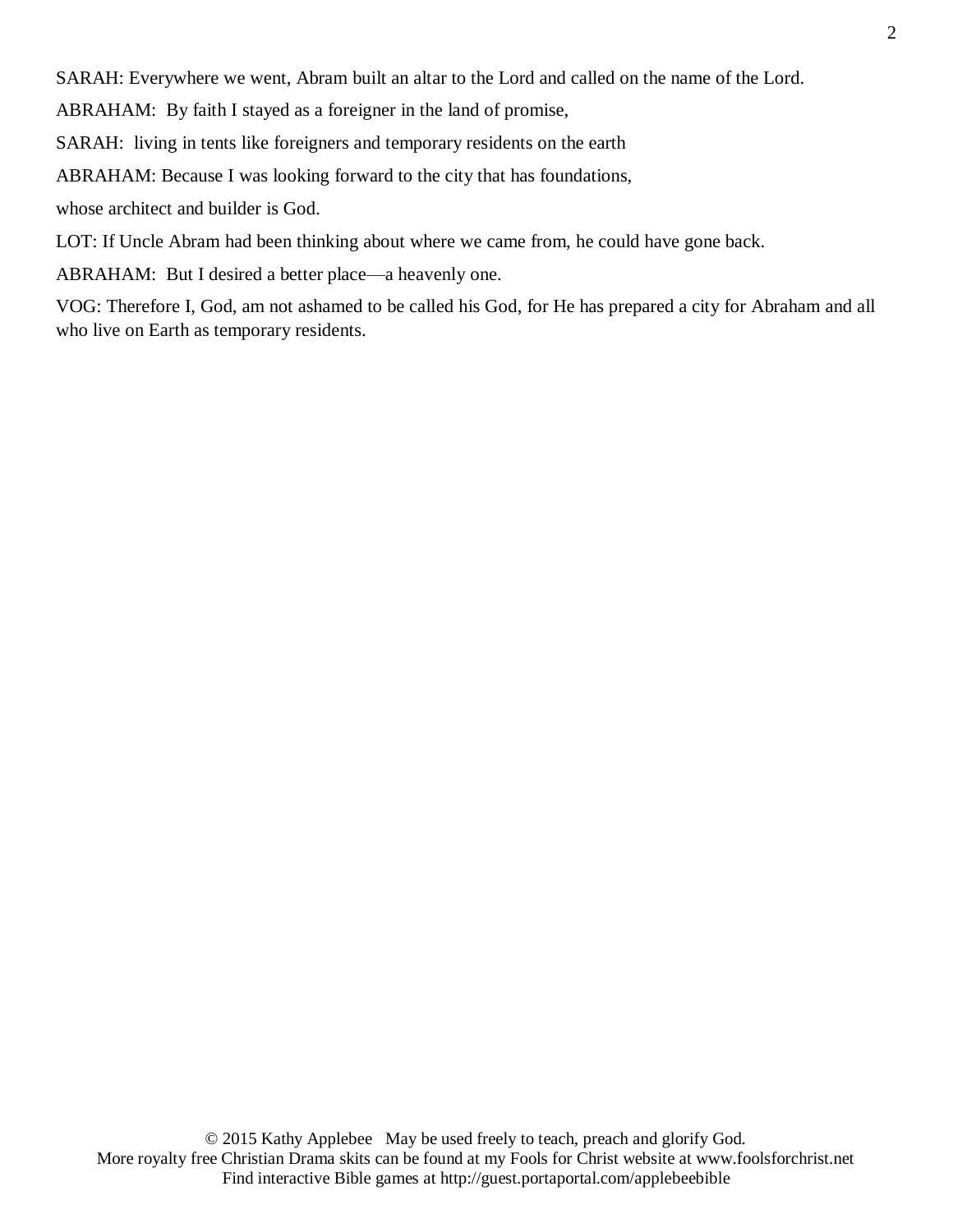SARAH: Everywhere we went, Abram built an altar to the Lord and called on the name of the Lord.

ABRAHAM: By faith I stayed as a foreigner in the land of promise,

SARAH: living in tents like foreigners and temporary residents on the earth

ABRAHAM: Because I was looking forward to the city that has foundations,

whose architect and builder is God.

LOT: If Uncle Abram had been thinking about where we came from, he could have gone back.

ABRAHAM: But I desired a better place—a heavenly one.

VOG: Therefore I, God, am not ashamed to be called his God, for He has prepared a city for Abraham and all who live on Earth as temporary residents.

© 2015 Kathy Applebee May be used freely to teach, preach and glorify God.
More royalty free Christian Drama skits can be found at my Fools for Christ website at www.foolsforchrist.net
Find interactive Bible games at http://guest.portaportal.com/applebeebible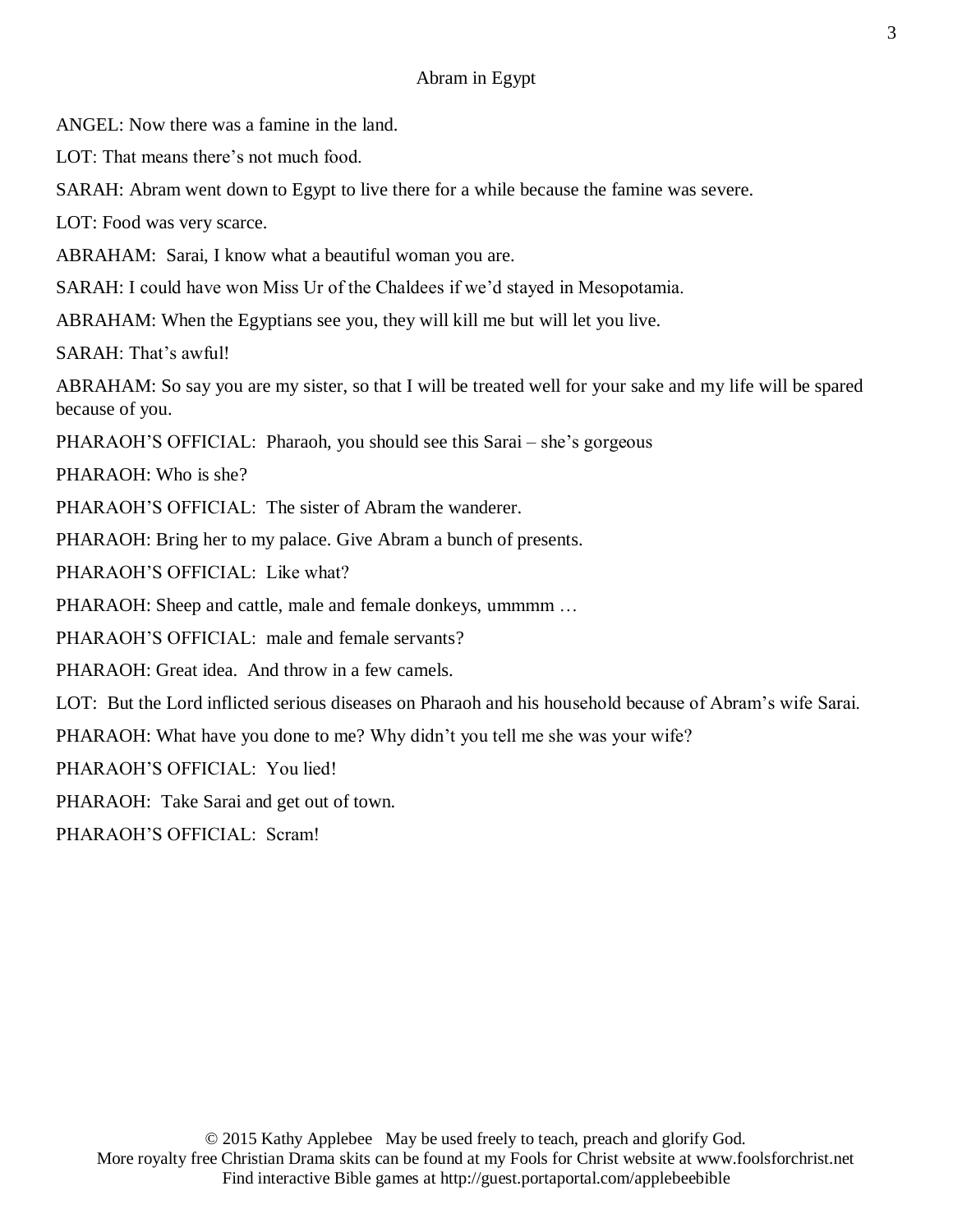## Abram in Egypt

ANGEL: Now there was a famine in the land.

LOT: That means there's not much food.

SARAH: Abram went down to Egypt to live there for a while because the famine was severe.

LOT: Food was very scarce.

ABRAHAM: Sarai, I know what a beautiful woman you are.

SARAH: I could have won Miss Ur of the Chaldees if we'd stayed in Mesopotamia.

ABRAHAM: When the Egyptians see you, they will kill me but will let you live.

SARAH: That's awful!

ABRAHAM: So say you are my sister, so that I will be treated well for your sake and my life will be spared because of you.

PHARAOH'S OFFICIAL: Pharaoh, you should see this Sarai – she's gorgeous

PHARAOH: Who is she?

PHARAOH'S OFFICIAL: The sister of Abram the wanderer.

PHARAOH: Bring her to my palace. Give Abram a bunch of presents.

PHARAOH'S OFFICIAL: Like what?

PHARAOH: Sheep and cattle, male and female donkeys, ummmm …

PHARAOH'S OFFICIAL: male and female servants?

PHARAOH: Great idea. And throw in a few camels.

LOT: But the Lord inflicted serious diseases on Pharaoh and his household because of Abram's wife Sarai.

PHARAOH: What have you done to me? Why didn't you tell me she was your wife?

PHARAOH'S OFFICIAL: You lied!

PHARAOH: Take Sarai and get out of town.

PHARAOH'S OFFICIAL: Scram!

© 2015 Kathy Applebee May be used freely to teach, preach and glorify God.
More royalty free Christian Drama skits can be found at my Fools for Christ website at www.foolsforchrist.net
Find interactive Bible games at http://guest.portaportal.com/applebeebible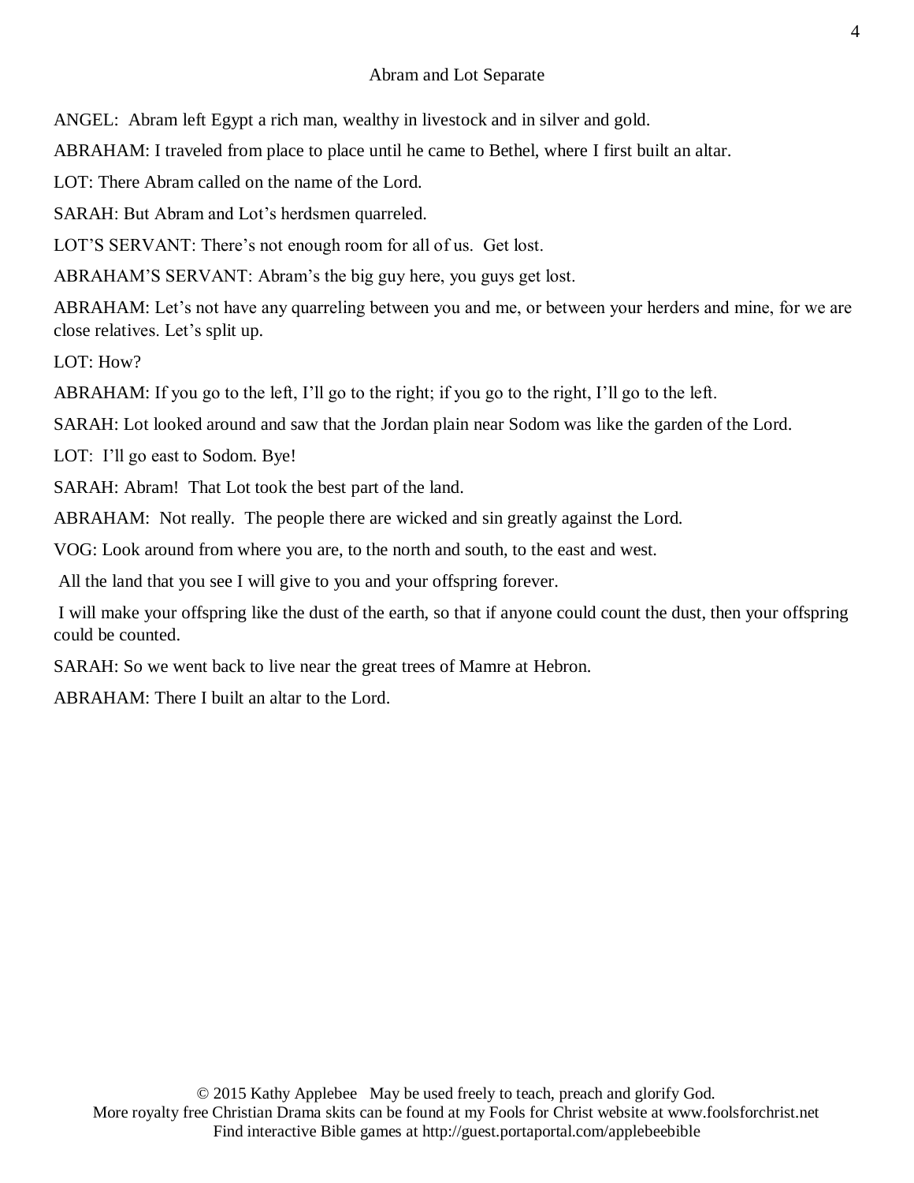## Abram and Lot Separate

ANGEL: Abram left Egypt a rich man, wealthy in livestock and in silver and gold.

ABRAHAM: I traveled from place to place until he came to Bethel, where I first built an altar.

LOT: There Abram called on the name of the Lord.

SARAH: But Abram and Lot's herdsmen quarreled.

LOT'S SERVANT: There's not enough room for all of us. Get lost.

ABRAHAM'S SERVANT: Abram's the big guy here, you guys get lost.

ABRAHAM: Let's not have any quarreling between you and me, or between your herders and mine, for we are close relatives. Let's split up.

LOT: How?

ABRAHAM: If you go to the left, I'll go to the right; if you go to the right, I'll go to the left.

SARAH: Lot looked around and saw that the Jordan plain near Sodom was like the garden of the Lord.

LOT: I'll go east to Sodom. Bye!

SARAH: Abram! That Lot took the best part of the land.

ABRAHAM: Not really. The people there are wicked and sin greatly against the Lord.

VOG: Look around from where you are, to the north and south, to the east and west.

All the land that you see I will give to you and your offspring forever.

I will make your offspring like the dust of the earth, so that if anyone could count the dust, then your offspring could be counted.

SARAH: So we went back to live near the great trees of Mamre at Hebron.

ABRAHAM: There I built an altar to the Lord.

© 2015 Kathy Applebee May be used freely to teach, preach and glorify God.
More royalty free Christian Drama skits can be found at my Fools for Christ website at www.foolsforchrist.net
Find interactive Bible games at http://guest.portaportal.com/applebeebible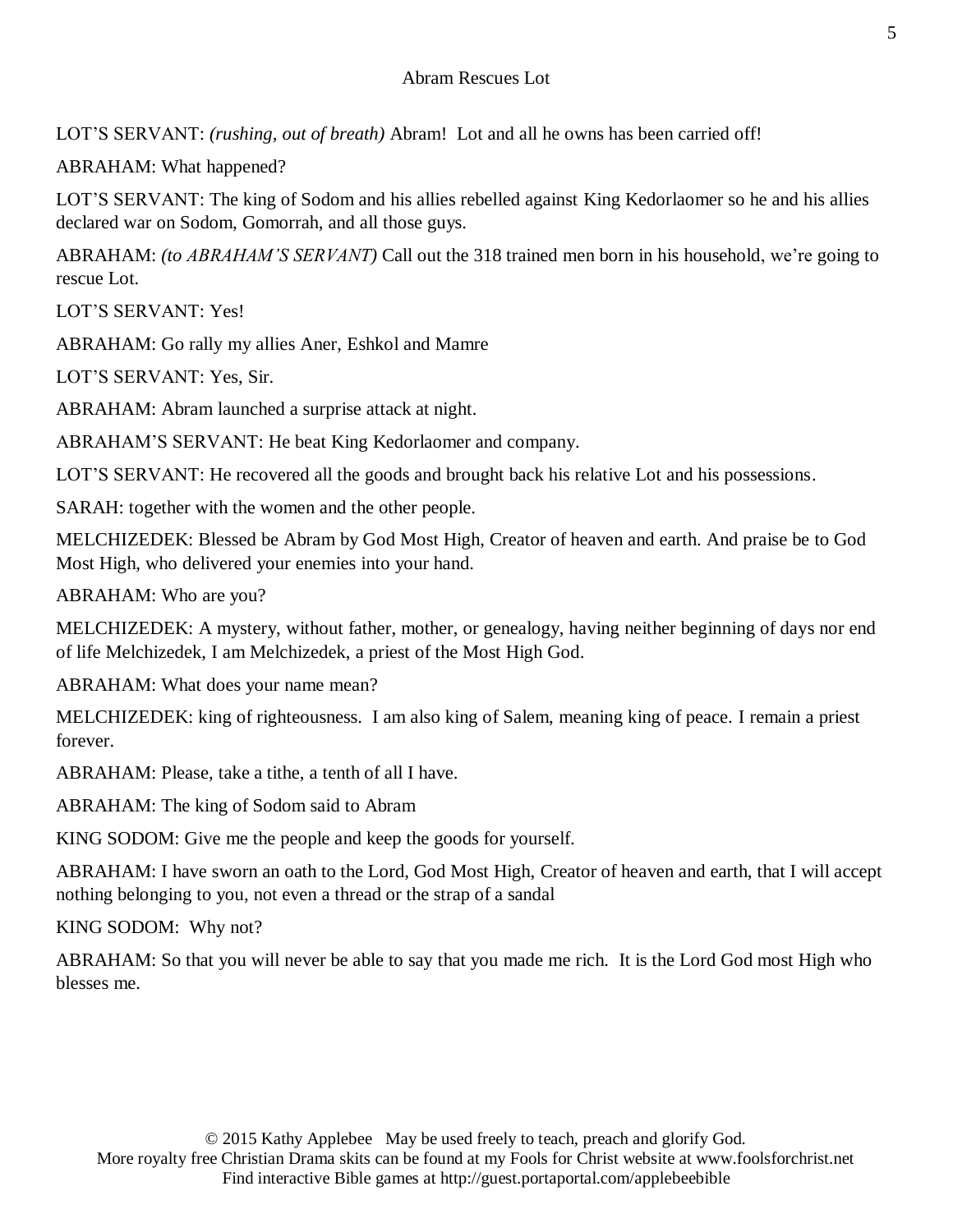## Abram Rescues Lot

LOT'S SERVANT: *(rushing, out of breath)* Abram! Lot and all he owns has been carried off!

ABRAHAM: What happened?

LOT'S SERVANT: The king of Sodom and his allies rebelled against King Kedorlaomer so he and his allies declared war on Sodom, Gomorrah, and all those guys.

ABRAHAM: *(to ABRAHAM'S SERVANT)* Call out the 318 trained men born in his household, we're going to rescue Lot.

LOT'S SERVANT: Yes!

ABRAHAM: Go rally my allies Aner, Eshkol and Mamre

LOT'S SERVANT: Yes, Sir.

ABRAHAM: Abram launched a surprise attack at night.

ABRAHAM'S SERVANT: He beat King Kedorlaomer and company.

LOT'S SERVANT: He recovered all the goods and brought back his relative Lot and his possessions.

SARAH: together with the women and the other people.

MELCHIZEDEK: Blessed be Abram by God Most High, Creator of heaven and earth. And praise be to God Most High, who delivered your enemies into your hand.

ABRAHAM: Who are you?

MELCHIZEDEK: A mystery, without father, mother, or genealogy, having neither beginning of days nor end of life Melchizedek, I am Melchizedek, a priest of the Most High God.

ABRAHAM: What does your name mean?

MELCHIZEDEK: king of righteousness. I am also king of Salem, meaning king of peace. I remain a priest forever.

ABRAHAM: Please, take a tithe, a tenth of all I have.

ABRAHAM: The king of Sodom said to Abram

KING SODOM: Give me the people and keep the goods for yourself.

ABRAHAM: I have sworn an oath to the Lord, God Most High, Creator of heaven and earth, that I will accept nothing belonging to you, not even a thread or the strap of a sandal

KING SODOM: Why not?

ABRAHAM: So that you will never be able to say that you made me rich. It is the Lord God most High who blesses me.

© 2015 Kathy Applebee May be used freely to teach, preach and glorify God.
More royalty free Christian Drama skits can be found at my Fools for Christ website at www.foolsforchrist.net
Find interactive Bible games at http://guest.portaportal.com/applebeebible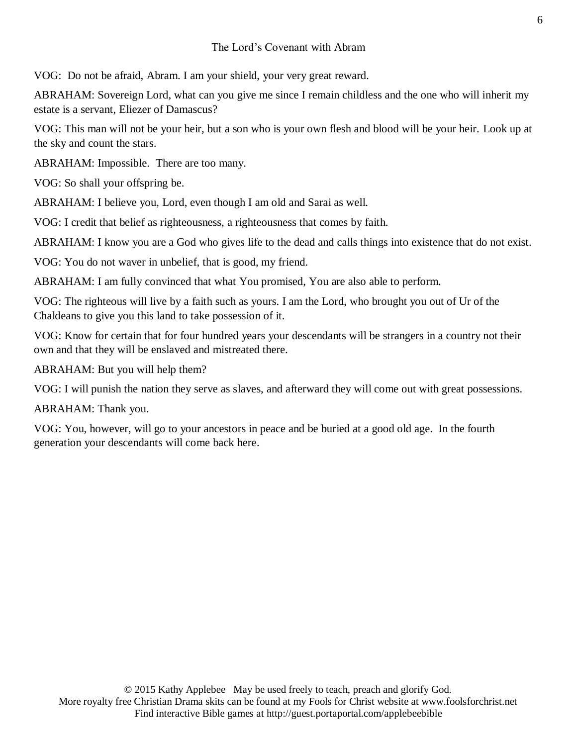VOG: Do not be afraid, Abram. I am your shield, your very great reward.

ABRAHAM: Sovereign Lord, what can you give me since I remain childless and the one who will inherit my estate is a servant, Eliezer of Damascus?

VOG: This man will not be your heir, but a son who is your own flesh and blood will be your heir. Look up at the sky and count the stars.

ABRAHAM: Impossible. There are too many.

VOG: So shall your offspring be.

ABRAHAM: I believe you, Lord, even though I am old and Sarai as well.

VOG: I credit that belief as righteousness, a righteousness that comes by faith.

ABRAHAM: I know you are a God who gives life to the dead and calls things into existence that do not exist.

VOG: You do not waver in unbelief, that is good, my friend.

ABRAHAM: I am fully convinced that what You promised, You are also able to perform.

VOG: The righteous will live by a faith such as yours. I am the Lord, who brought you out of Ur of the Chaldeans to give you this land to take possession of it.

VOG: Know for certain that for four hundred years your descendants will be strangers in a country not their own and that they will be enslaved and mistreated there.

ABRAHAM: But you will help them?

VOG: I will punish the nation they serve as slaves, and afterward they will come out with great possessions.

ABRAHAM: Thank you.

VOG: You, however, will go to your ancestors in peace and be buried at a good old age. In the fourth generation your descendants will come back here.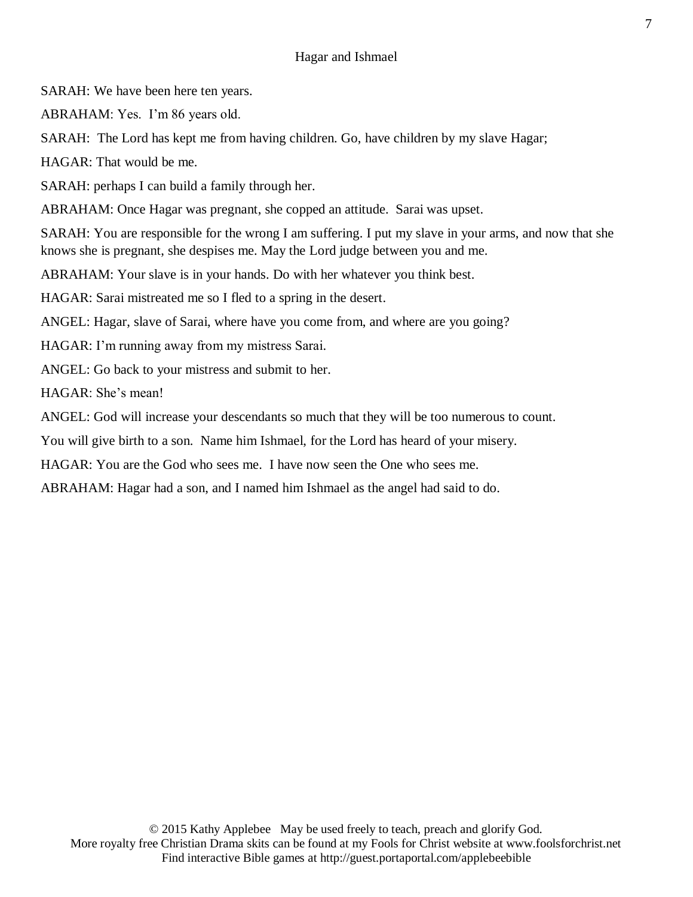## Hagar and Ishmael

SARAH: We have been here ten years.

ABRAHAM: Yes. I'm 86 years old.

SARAH: The Lord has kept me from having children. Go, have children by my slave Hagar;

HAGAR: That would be me.

SARAH: perhaps I can build a family through her.

ABRAHAM: Once Hagar was pregnant, she copped an attitude. Sarai was upset.

SARAH: You are responsible for the wrong I am suffering. I put my slave in your arms, and now that she knows she is pregnant, she despises me. May the Lord judge between you and me.

ABRAHAM: Your slave is in your hands. Do with her whatever you think best.

HAGAR: Sarai mistreated me so I fled to a spring in the desert.

ANGEL: Hagar, slave of Sarai, where have you come from, and where are you going?

HAGAR: I'm running away from my mistress Sarai.

ANGEL: Go back to your mistress and submit to her.

HAGAR: She's mean!

ANGEL: God will increase your descendants so much that they will be too numerous to count.

You will give birth to a son. Name him Ishmael, for the Lord has heard of your misery.

HAGAR: You are the God who sees me. I have now seen the One who sees me.

ABRAHAM: Hagar had a son, and I named him Ishmael as the angel had said to do.

© 2015 Kathy Applebee May be used freely to teach, preach and glorify God.
More royalty free Christian Drama skits can be found at my Fools for Christ website at www.foolsforchrist.net
Find interactive Bible games at http://guest.portaportal.com/applebeebible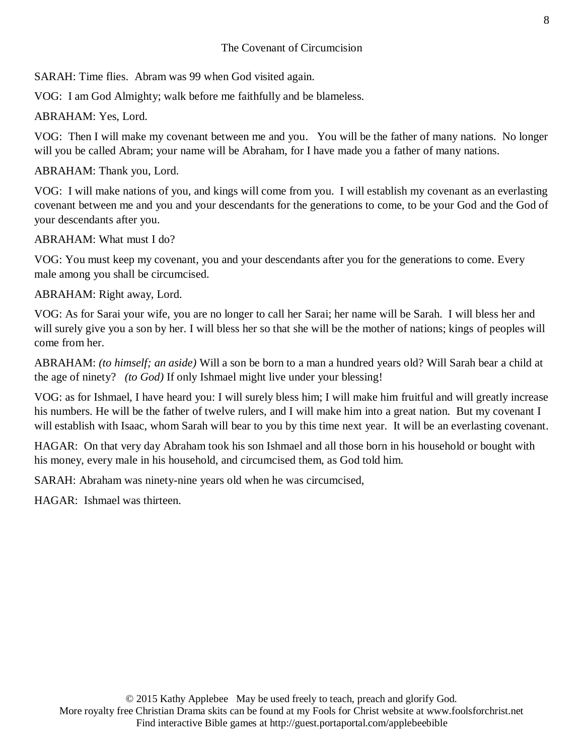## The Covenant of Circumcision

SARAH: Time flies. Abram was 99 when God visited again.

VOG: I am God Almighty; walk before me faithfully and be blameless.

ABRAHAM: Yes, Lord.

VOG: Then I will make my covenant between me and you. You will be the father of many nations. No longer will you be called Abram; your name will be Abraham, for I have made you a father of many nations.

ABRAHAM: Thank you, Lord.

VOG: I will make nations of you, and kings will come from you. I will establish my covenant as an everlasting covenant between me and you and your descendants for the generations to come, to be your God and the God of your descendants after you.

ABRAHAM: What must I do?

VOG: You must keep my covenant, you and your descendants after you for the generations to come. Every male among you shall be circumcised.

ABRAHAM: Right away, Lord.

VOG: As for Sarai your wife, you are no longer to call her Sarai; her name will be Sarah. I will bless her and will surely give you a son by her. I will bless her so that she will be the mother of nations; kings of peoples will come from her.

ABRAHAM: *(to himself; an aside)* Will a son be born to a man a hundred years old? Will Sarah bear a child at the age of ninety? *(to God)* If only Ishmael might live under your blessing!

VOG: as for Ishmael, I have heard you: I will surely bless him; I will make him fruitful and will greatly increase his numbers. He will be the father of twelve rulers, and I will make him into a great nation. But my covenant I will establish with Isaac, whom Sarah will bear to you by this time next year. It will be an everlasting covenant.

HAGAR: On that very day Abraham took his son Ishmael and all those born in his household or bought with his money, every male in his household, and circumcised them, as God told him.

SARAH: Abraham was ninety-nine years old when he was circumcised,

HAGAR: Ishmael was thirteen.

© 2015 Kathy Applebee May be used freely to teach, preach and glorify God.
More royalty free Christian Drama skits can be found at my Fools for Christ website at www.foolsforchrist.net
Find interactive Bible games at http://guest.portaportal.com/applebeebible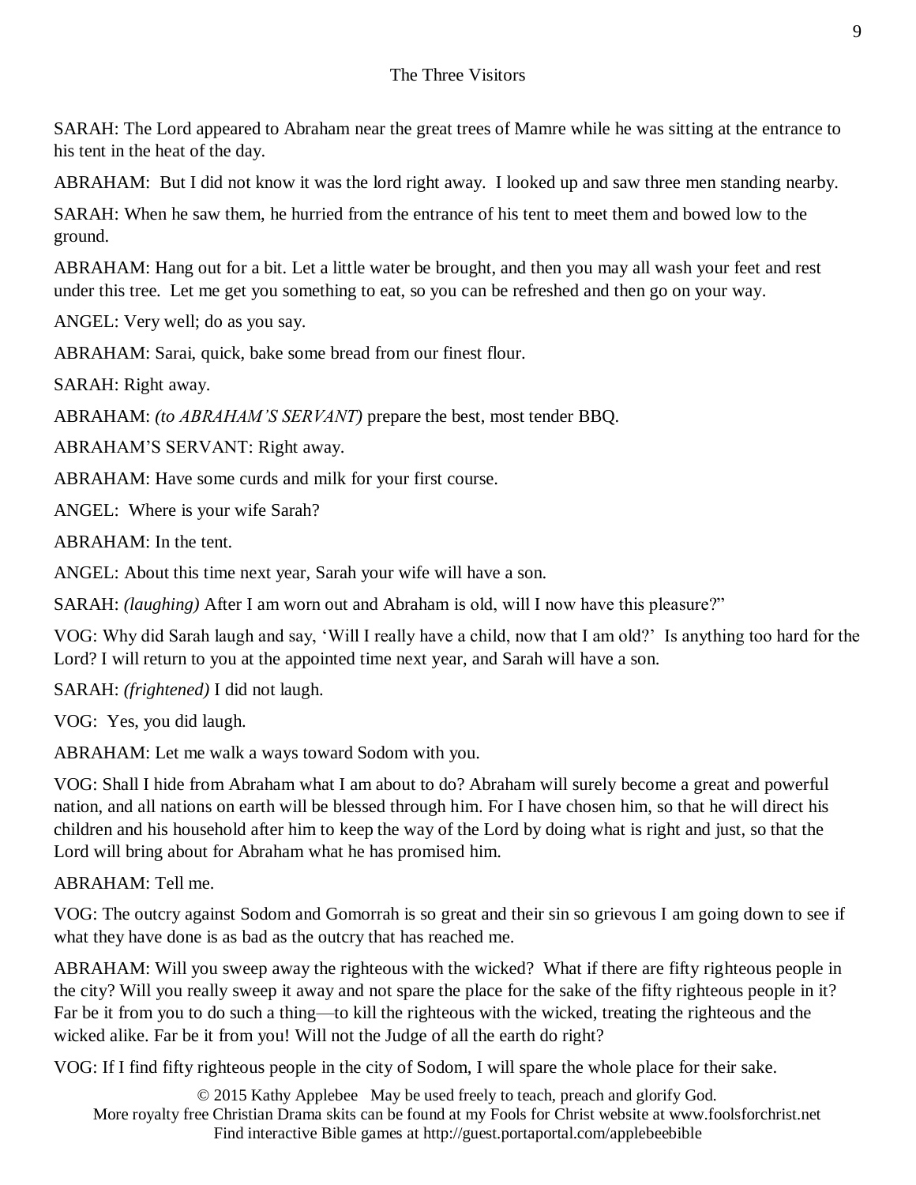## The Three Visitors

SARAH: The Lord appeared to Abraham near the great trees of Mamre while he was sitting at the entrance to his tent in the heat of the day.

ABRAHAM: But I did not know it was the lord right away. I looked up and saw three men standing nearby.

SARAH: When he saw them, he hurried from the entrance of his tent to meet them and bowed low to the ground.

ABRAHAM: Hang out for a bit. Let a little water be brought, and then you may all wash your feet and rest under this tree. Let me get you something to eat, so you can be refreshed and then go on your way.

ANGEL: Very well; do as you say.

ABRAHAM: Sarai, quick, bake some bread from our finest flour.

SARAH: Right away.

ABRAHAM: *(to ABRAHAM'S SERVANT)* prepare the best, most tender BBQ.

ABRAHAM'S SERVANT: Right away.

ABRAHAM: Have some curds and milk for your first course.

ANGEL: Where is your wife Sarah?

ABRAHAM: In the tent.

ANGEL: About this time next year, Sarah your wife will have a son.

SARAH: *(laughing)* After I am worn out and Abraham is old, will I now have this pleasure?"

VOG: Why did Sarah laugh and say, 'Will I really have a child, now that I am old?' Is anything too hard for the Lord? I will return to you at the appointed time next year, and Sarah will have a son.

SARAH: *(frightened)* I did not laugh.

VOG: Yes, you did laugh.

ABRAHAM: Let me walk a ways toward Sodom with you.

VOG: Shall I hide from Abraham what I am about to do? Abraham will surely become a great and powerful nation, and all nations on earth will be blessed through him. For I have chosen him, so that he will direct his children and his household after him to keep the way of the Lord by doing what is right and just, so that the Lord will bring about for Abraham what he has promised him.

ABRAHAM: Tell me.

VOG: The outcry against Sodom and Gomorrah is so great and their sin so grievous I am going down to see if what they have done is as bad as the outcry that has reached me.

ABRAHAM: Will you sweep away the righteous with the wicked? What if there are fifty righteous people in the city? Will you really sweep it away and not spare the place for the sake of the fifty righteous people in it? Far be it from you to do such a thing—to kill the righteous with the wicked, treating the righteous and the wicked alike. Far be it from you! Will not the Judge of all the earth do right?

VOG: If I find fifty righteous people in the city of Sodom, I will spare the whole place for their sake.

© 2015 Kathy Applebee May be used freely to teach, preach and glorify God.
More royalty free Christian Drama skits can be found at my Fools for Christ website at www.foolsforchrist.net
Find interactive Bible games at http://guest.portaportal.com/applebeebible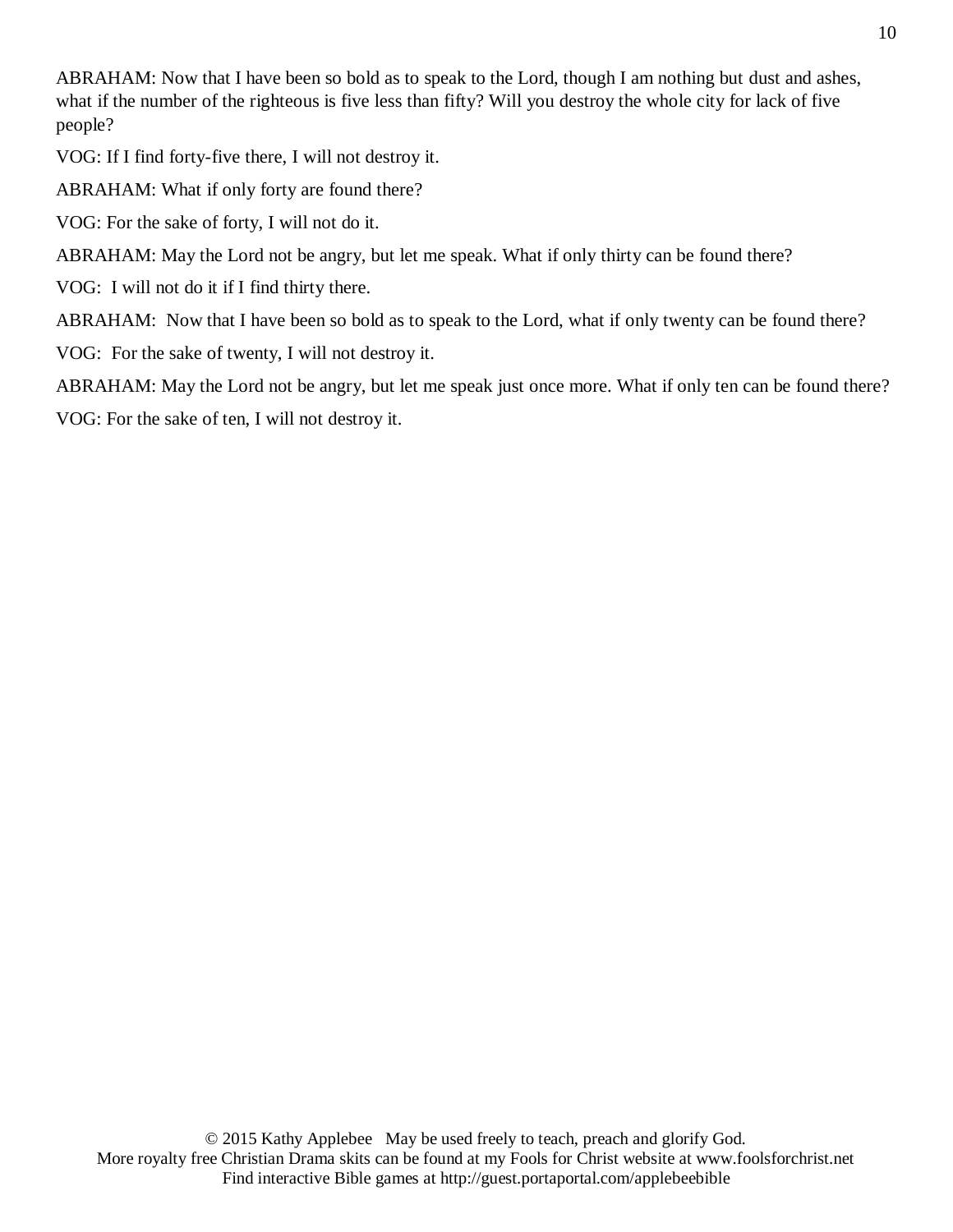ABRAHAM: Now that I have been so bold as to speak to the Lord, though I am nothing but dust and ashes, what if the number of the righteous is five less than fifty? Will you destroy the whole city for lack of five people?

VOG: If I find forty-five there, I will not destroy it.

ABRAHAM: What if only forty are found there?

VOG: For the sake of forty, I will not do it.

ABRAHAM: May the Lord not be angry, but let me speak. What if only thirty can be found there?

VOG: I will not do it if I find thirty there.

ABRAHAM: Now that I have been so bold as to speak to the Lord, what if only twenty can be found there?

VOG: For the sake of twenty, I will not destroy it.

ABRAHAM: May the Lord not be angry, but let me speak just once more. What if only ten can be found there?

VOG: For the sake of ten, I will not destroy it.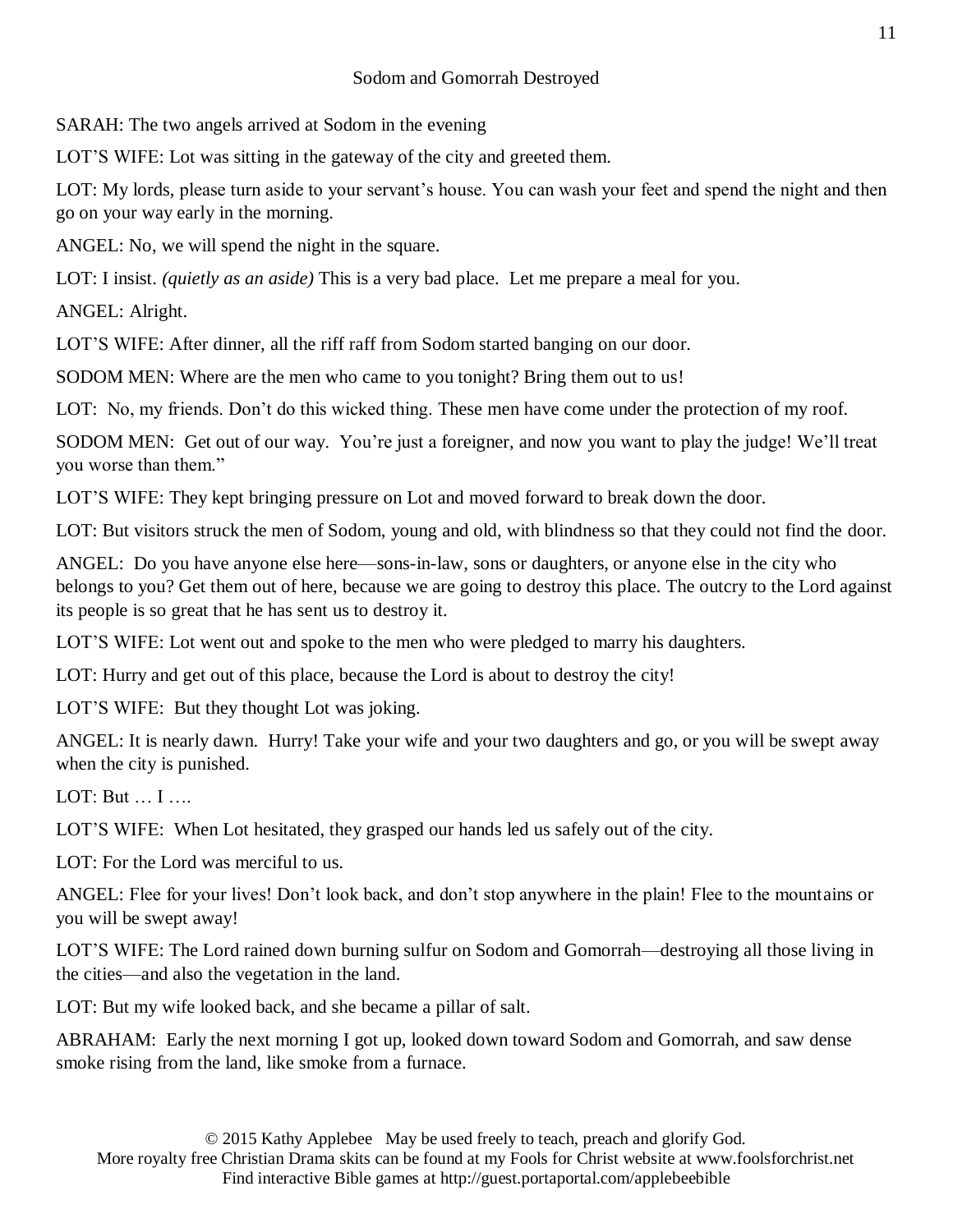## Sodom and Gomorrah Destroyed

SARAH: The two angels arrived at Sodom in the evening

LOT'S WIFE: Lot was sitting in the gateway of the city and greeted them.

LOT: My lords, please turn aside to your servant's house. You can wash your feet and spend the night and then go on your way early in the morning.

ANGEL: No, we will spend the night in the square.

LOT: I insist. *(quietly as an aside)* This is a very bad place. Let me prepare a meal for you.

ANGEL: Alright.

LOT'S WIFE: After dinner, all the riff raff from Sodom started banging on our door.

SODOM MEN: Where are the men who came to you tonight? Bring them out to us!

LOT: No, my friends. Don't do this wicked thing. These men have come under the protection of my roof.

SODOM MEN: Get out of our way. You're just a foreigner, and now you want to play the judge! We'll treat you worse than them."

LOT'S WIFE: They kept bringing pressure on Lot and moved forward to break down the door.

LOT: But visitors struck the men of Sodom, young and old, with blindness so that they could not find the door.

ANGEL: Do you have anyone else here—sons-in-law, sons or daughters, or anyone else in the city who belongs to you? Get them out of here, because we are going to destroy this place. The outcry to the Lord against its people is so great that he has sent us to destroy it.

LOT'S WIFE: Lot went out and spoke to the men who were pledged to marry his daughters.

LOT: Hurry and get out of this place, because the Lord is about to destroy the city!

LOT'S WIFE: But they thought Lot was joking.

ANGEL: It is nearly dawn. Hurry! Take your wife and your two daughters and go, or you will be swept away when the city is punished.

LOT: But … I ….

LOT'S WIFE: When Lot hesitated, they grasped our hands led us safely out of the city.

LOT: For the Lord was merciful to us.

ANGEL: Flee for your lives! Don't look back, and don't stop anywhere in the plain! Flee to the mountains or you will be swept away!

LOT'S WIFE: The Lord rained down burning sulfur on Sodom and Gomorrah—destroying all those living in the cities—and also the vegetation in the land.

LOT: But my wife looked back, and she became a pillar of salt.

ABRAHAM: Early the next morning I got up, looked down toward Sodom and Gomorrah, and saw dense smoke rising from the land, like smoke from a furnace.

© 2015 Kathy Applebee May be used freely to teach, preach and glorify God.
More royalty free Christian Drama skits can be found at my Fools for Christ website at www.foolsforchrist.net
Find interactive Bible games at http://guest.portaportal.com/applebeebible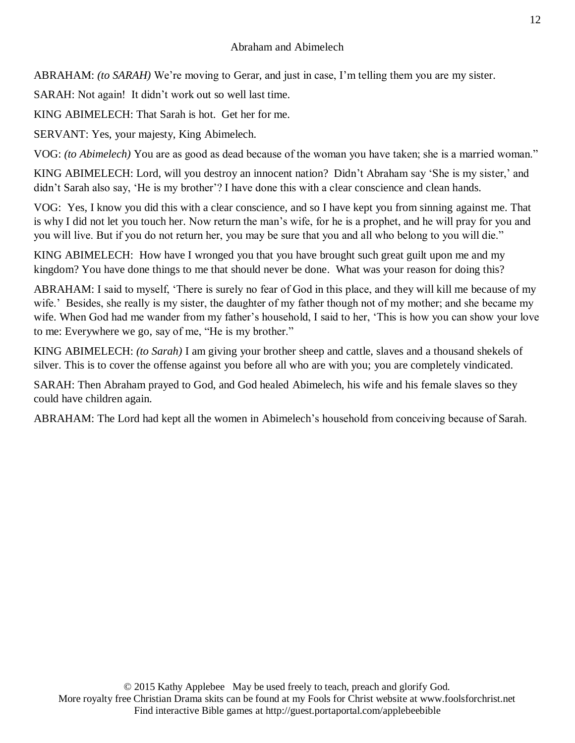## Abraham and Abimelech

ABRAHAM: *(to SARAH)* We're moving to Gerar, and just in case, I'm telling them you are my sister.

SARAH: Not again! It didn't work out so well last time.

KING ABIMELECH: That Sarah is hot. Get her for me.

SERVANT: Yes, your majesty, King Abimelech.

VOG: *(to Abimelech)* You are as good as dead because of the woman you have taken; she is a married woman."

KING ABIMELECH: Lord, will you destroy an innocent nation? Didn't Abraham say 'She is my sister,' and didn't Sarah also say, 'He is my brother'? I have done this with a clear conscience and clean hands.

VOG: Yes, I know you did this with a clear conscience, and so I have kept you from sinning against me. That is why I did not let you touch her. Now return the man's wife, for he is a prophet, and he will pray for you and you will live. But if you do not return her, you may be sure that you and all who belong to you will die."

KING ABIMELECH: How have I wronged you that you have brought such great guilt upon me and my kingdom? You have done things to me that should never be done. What was your reason for doing this?

ABRAHAM: I said to myself, 'There is surely no fear of God in this place, and they will kill me because of my wife.' Besides, she really is my sister, the daughter of my father though not of my mother; and she became my wife. When God had me wander from my father's household, I said to her, 'This is how you can show your love to me: Everywhere we go, say of me, "He is my brother."

KING ABIMELECH: *(to Sarah)* I am giving your brother sheep and cattle, slaves and a thousand shekels of silver. This is to cover the offense against you before all who are with you; you are completely vindicated.

SARAH: Then Abraham prayed to God, and God healed Abimelech, his wife and his female slaves so they could have children again.

ABRAHAM: The Lord had kept all the women in Abimelech's household from conceiving because of Sarah.

© 2015 Kathy Applebee May be used freely to teach, preach and glorify God.
More royalty free Christian Drama skits can be found at my Fools for Christ website at www.foolsforchrist.net
Find interactive Bible games at http://guest.portaportal.com/applebeebible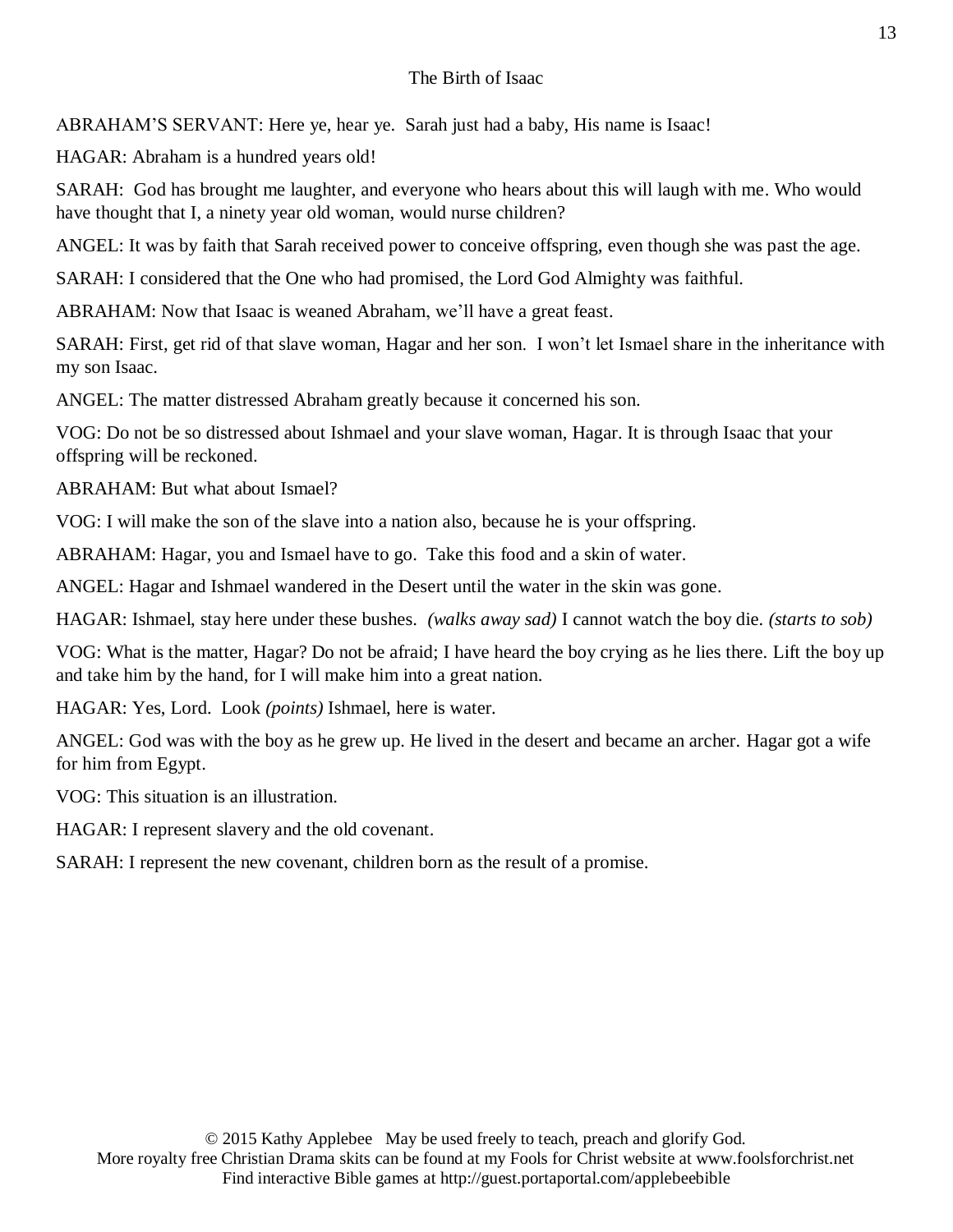## The Birth of Isaac

ABRAHAM'S SERVANT: Here ye, hear ye. Sarah just had a baby, His name is Isaac!

HAGAR: Abraham is a hundred years old!

SARAH: God has brought me laughter, and everyone who hears about this will laugh with me. Who would have thought that I, a ninety year old woman, would nurse children?

ANGEL: It was by faith that Sarah received power to conceive offspring, even though she was past the age.

SARAH: I considered that the One who had promised, the Lord God Almighty was faithful.

ABRAHAM: Now that Isaac is weaned Abraham, we'll have a great feast.

SARAH: First, get rid of that slave woman, Hagar and her son. I won't let Ismael share in the inheritance with my son Isaac.

ANGEL: The matter distressed Abraham greatly because it concerned his son.

VOG: Do not be so distressed about Ishmael and your slave woman, Hagar. It is through Isaac that your offspring will be reckoned.

ABRAHAM: But what about Ismael?

VOG: I will make the son of the slave into a nation also, because he is your offspring.

ABRAHAM: Hagar, you and Ismael have to go. Take this food and a skin of water.

ANGEL: Hagar and Ishmael wandered in the Desert until the water in the skin was gone.

HAGAR: Ishmael, stay here under these bushes. *(walks away sad)* I cannot watch the boy die. *(starts to sob)*

VOG: What is the matter, Hagar? Do not be afraid; I have heard the boy crying as he lies there. Lift the boy up and take him by the hand, for I will make him into a great nation.

HAGAR: Yes, Lord. Look *(points)* Ishmael, here is water.

ANGEL: God was with the boy as he grew up. He lived in the desert and became an archer. Hagar got a wife for him from Egypt.

VOG: This situation is an illustration.

HAGAR: I represent slavery and the old covenant.

SARAH: I represent the new covenant, children born as the result of a promise.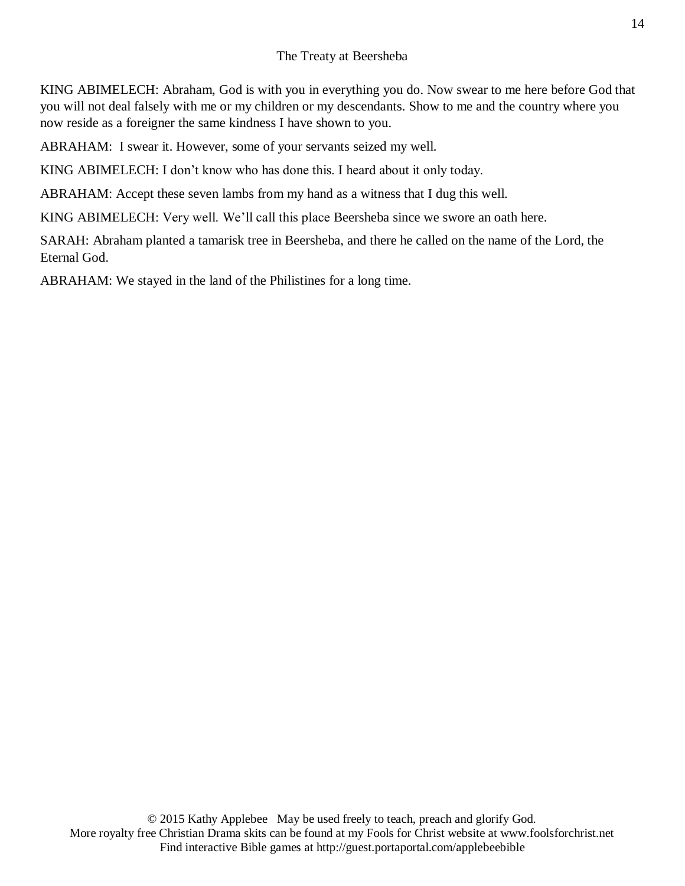## The Treaty at Beersheba

KING ABIMELECH: Abraham, God is with you in everything you do. Now swear to me here before God that you will not deal falsely with me or my children or my descendants. Show to me and the country where you now reside as a foreigner the same kindness I have shown to you.

ABRAHAM: I swear it. However, some of your servants seized my well.

KING ABIMELECH: I don't know who has done this. I heard about it only today.

ABRAHAM: Accept these seven lambs from my hand as a witness that I dug this well.

KING ABIMELECH: Very well. We'll call this place Beersheba since we swore an oath here.

SARAH: Abraham planted a tamarisk tree in Beersheba, and there he called on the name of the Lord, the Eternal God.

ABRAHAM: We stayed in the land of the Philistines for a long time.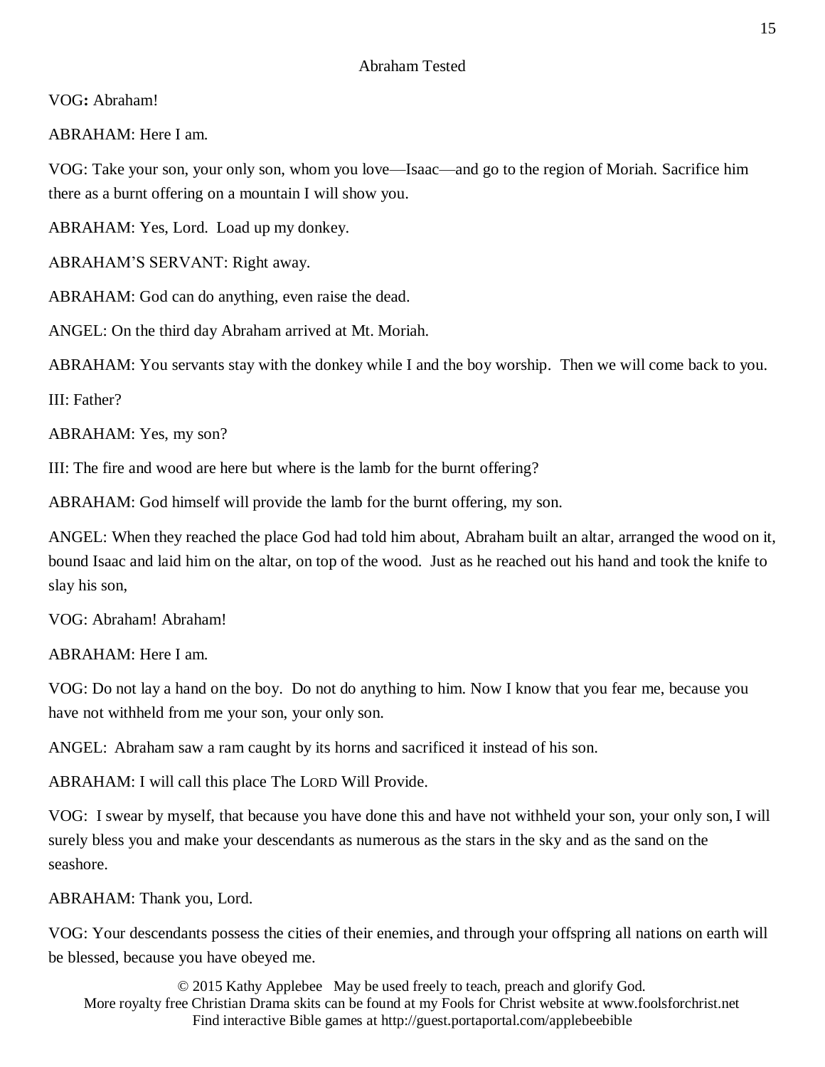# Abraham Tested

VOG**:** Abraham!

ABRAHAM: Here I am.

VOG: Take your son, your only son, whom you love—Isaac—and go to the region of Moriah. Sacrifice him there as a burnt offering on a mountain I will show you.

ABRAHAM: Yes, Lord. Load up my donkey.

ABRAHAM'S SERVANT: Right away.

ABRAHAM: God can do anything, even raise the dead.

ANGEL: On the third day Abraham arrived at Mt. Moriah.

ABRAHAM: You servants stay with the donkey while I and the boy worship. Then we will come back to you.

III: Father?

ABRAHAM: Yes, my son?

III: The fire and wood are here but where is the lamb for the burnt offering?

ABRAHAM: God himself will provide the lamb for the burnt offering, my son.

ANGEL: When they reached the place God had told him about, Abraham built an altar, arranged the wood on it, bound Isaac and laid him on the altar, on top of the wood. Just as he reached out his hand and took the knife to slay his son,

VOG: Abraham! Abraham!

ABRAHAM: Here I am.

VOG: Do not lay a hand on the boy. Do not do anything to him. Now I know that you fear me, because you have not withheld from me your son, your only son.

ANGEL: Abraham saw a ram caught by its horns and sacrificed it instead of his son.

ABRAHAM: I will call this place The LORD Will Provide.

VOG: I swear by myself, that because you have done this and have not withheld your son, your only son, I will surely bless you and make your descendants as numerous as the stars in the sky and as the sand on the seashore.

ABRAHAM: Thank you, Lord.

VOG: Your descendants possess the cities of their enemies, and through your offspring all nations on earth will be blessed, because you have obeyed me.

© 2015 Kathy Applebee May be used freely to teach, preach and glorify God.
More royalty free Christian Drama skits can be found at my Fools for Christ website at www.foolsforchrist.net
Find interactive Bible games at http://guest.portaportal.com/applebeebible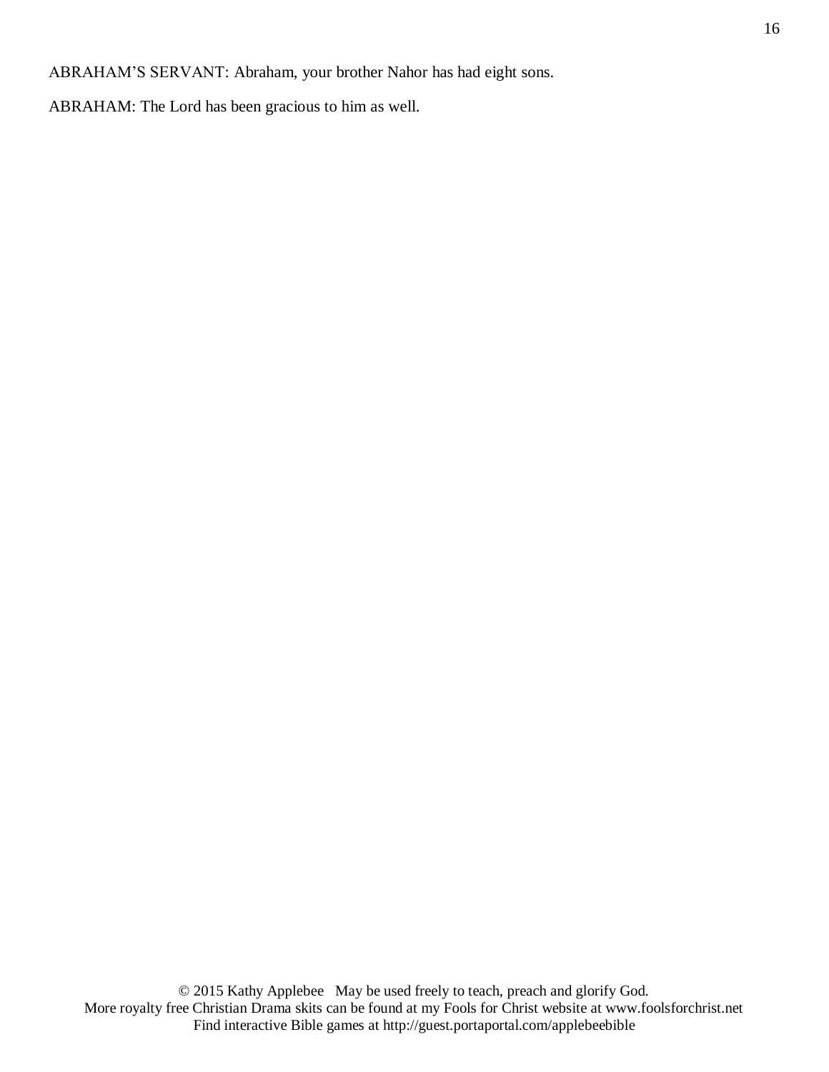ABRAHAM’S SERVANT: Abraham, your brother Nahor has had eight sons.

ABRAHAM: The Lord has been gracious to him as well.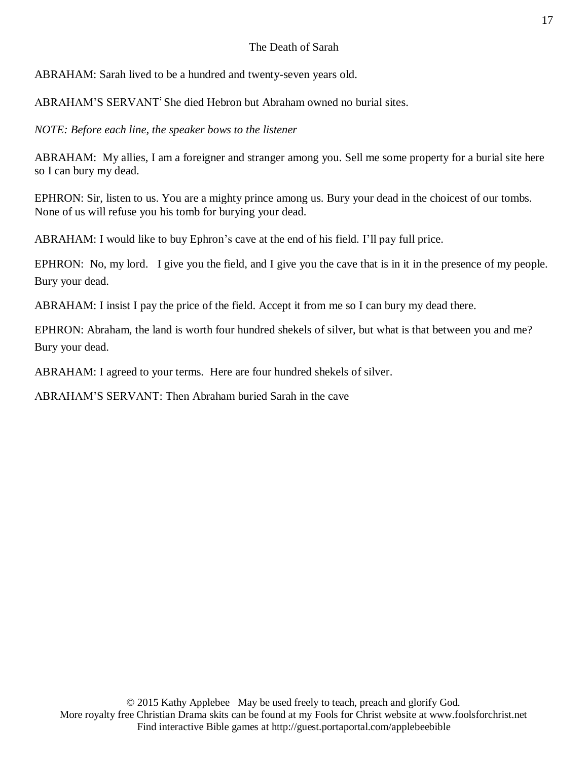## The Death of Sarah

ABRAHAM: Sarah lived to be a hundred and twenty-seven years old.

ABRAHAM'S SERVANT: She died Hebron but Abraham owned no burial sites.

*NOTE: Before each line, the speaker bows to the listener*

ABRAHAM: My allies, I am a foreigner and stranger among you. Sell me some property for a burial site here so I can bury my dead.

EPHRON: Sir, listen to us. You are a mighty prince among us. Bury your dead in the choicest of our tombs. None of us will refuse you his tomb for burying your dead.

ABRAHAM: I would like to buy Ephron's cave at the end of his field. I'll pay full price.

EPHRON: No, my lord. I give you the field, and I give you the cave that is in it in the presence of my people. Bury your dead.

ABRAHAM: I insist I pay the price of the field. Accept it from me so I can bury my dead there.

EPHRON: Abraham, the land is worth four hundred shekels of silver, but what is that between you and me? Bury your dead.

ABRAHAM: I agreed to your terms. Here are four hundred shekels of silver.

ABRAHAM'S SERVANT: Then Abraham buried Sarah in the cave

© 2015 Kathy Applebee May be used freely to teach, preach and glorify God.
More royalty free Christian Drama skits can be found at my Fools for Christ website at www.foolsforchrist.net
Find interactive Bible games at http://guest.portaportal.com/applebeebible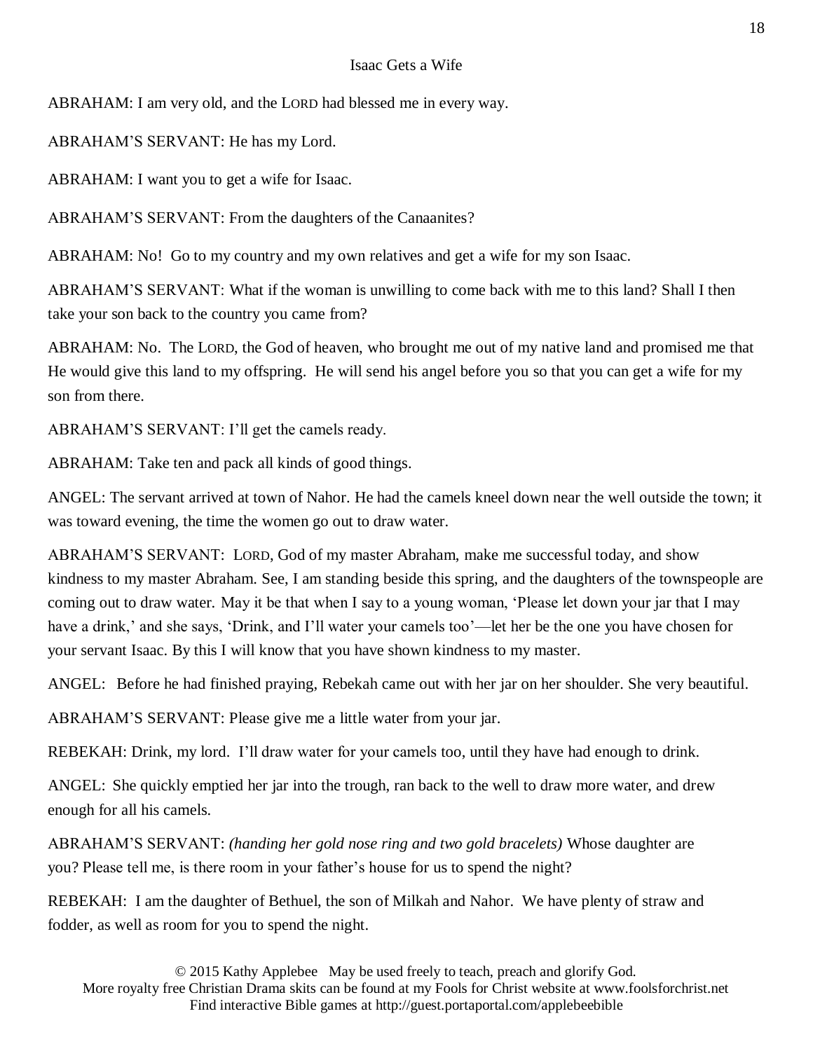## Isaac Gets a Wife

ABRAHAM: I am very old, and the LORD had blessed me in every way.

ABRAHAM'S SERVANT: He has my Lord.

ABRAHAM: I want you to get a wife for Isaac.

ABRAHAM'S SERVANT: From the daughters of the Canaanites?

ABRAHAM: No! Go to my country and my own relatives and get a wife for my son Isaac.

ABRAHAM'S SERVANT: What if the woman is unwilling to come back with me to this land? Shall I then take your son back to the country you came from?

ABRAHAM: No. The LORD, the God of heaven, who brought me out of my native land and promised me that He would give this land to my offspring. He will send his angel before you so that you can get a wife for my son from there.

ABRAHAM'S SERVANT: I'll get the camels ready.

ABRAHAM: Take ten and pack all kinds of good things.

ANGEL: The servant arrived at town of Nahor. He had the camels kneel down near the well outside the town; it was toward evening, the time the women go out to draw water.

ABRAHAM'S SERVANT: LORD, God of my master Abraham, make me successful today, and show kindness to my master Abraham. See, I am standing beside this spring, and the daughters of the townspeople are coming out to draw water. May it be that when I say to a young woman, 'Please let down your jar that I may have a drink,' and she says, 'Drink, and I'll water your camels too'—let her be the one you have chosen for your servant Isaac. By this I will know that you have shown kindness to my master.

ANGEL: Before he had finished praying, Rebekah came out with her jar on her shoulder. She very beautiful.

ABRAHAM'S SERVANT: Please give me a little water from your jar.

REBEKAH: Drink, my lord. I'll draw water for your camels too, until they have had enough to drink.

ANGEL: She quickly emptied her jar into the trough, ran back to the well to draw more water, and drew enough for all his camels.

ABRAHAM'S SERVANT: *(handing her gold nose ring and two gold bracelets)* Whose daughter are you? Please tell me, is there room in your father's house for us to spend the night?

REBEKAH: I am the daughter of Bethuel, the son of Milkah and Nahor. We have plenty of straw and fodder, as well as room for you to spend the night.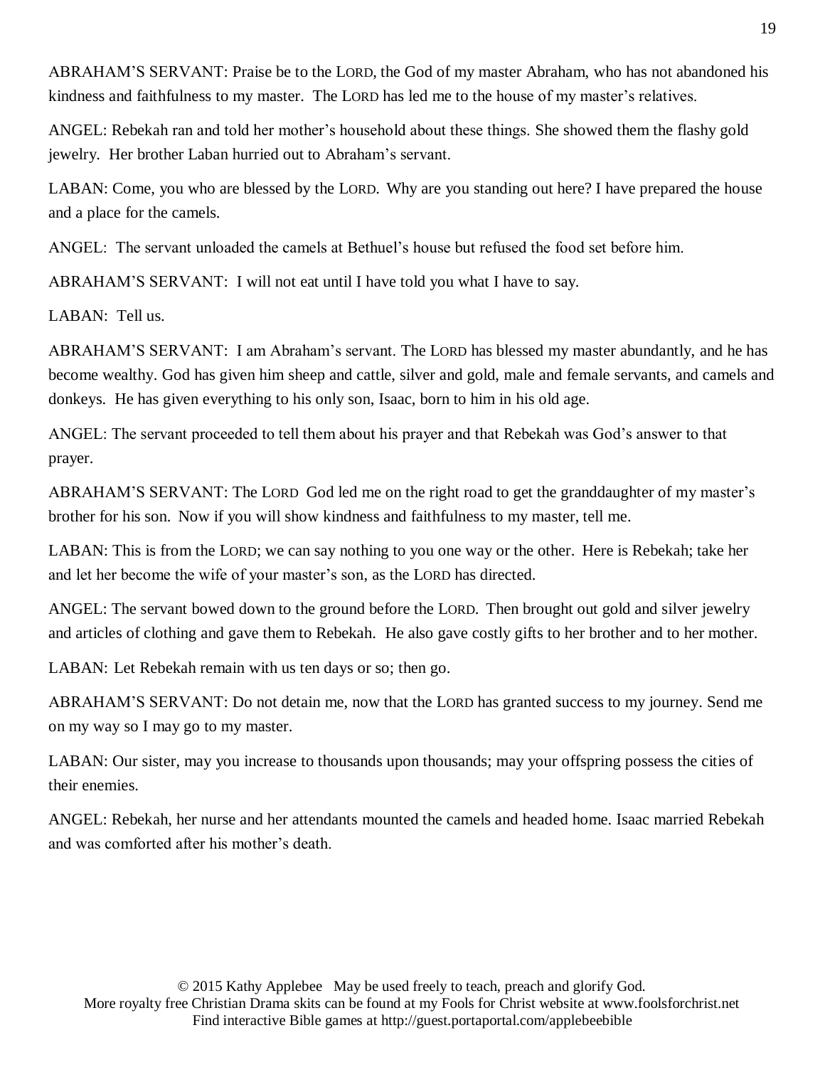ABRAHAM'S SERVANT: Praise be to the LORD, the God of my master Abraham, who has not abandoned his kindness and faithfulness to my master. The LORD has led me to the house of my master's relatives.

ANGEL: Rebekah ran and told her mother's household about these things. She showed them the flashy gold jewelry. Her brother Laban hurried out to Abraham's servant.

LABAN: Come, you who are blessed by the LORD. Why are you standing out here? I have prepared the house and a place for the camels.

ANGEL: The servant unloaded the camels at Bethuel's house but refused the food set before him.

ABRAHAM'S SERVANT: I will not eat until I have told you what I have to say.

LABAN: Tell us.

ABRAHAM'S SERVANT: I am Abraham's servant. The LORD has blessed my master abundantly, and he has become wealthy. God has given him sheep and cattle, silver and gold, male and female servants, and camels and donkeys. He has given everything to his only son, Isaac, born to him in his old age.

ANGEL: The servant proceeded to tell them about his prayer and that Rebekah was God's answer to that prayer.

ABRAHAM'S SERVANT: The LORD God led me on the right road to get the granddaughter of my master's brother for his son. Now if you will show kindness and faithfulness to my master, tell me.

LABAN: This is from the LORD; we can say nothing to you one way or the other. Here is Rebekah; take her and let her become the wife of your master's son, as the LORD has directed.

ANGEL: The servant bowed down to the ground before the LORD. Then brought out gold and silver jewelry and articles of clothing and gave them to Rebekah. He also gave costly gifts to her brother and to her mother.

LABAN: Let Rebekah remain with us ten days or so; then go.

ABRAHAM'S SERVANT: Do not detain me, now that the LORD has granted success to my journey. Send me on my way so I may go to my master.

LABAN: Our sister, may you increase to thousands upon thousands; may your offspring possess the cities of their enemies.

ANGEL: Rebekah, her nurse and her attendants mounted the camels and headed home. Isaac married Rebekah and was comforted after his mother's death.

© 2015 Kathy Applebee May be used freely to teach, preach and glorify God.
More royalty free Christian Drama skits can be found at my Fools for Christ website at www.foolsforchrist.net
Find interactive Bible games at http://guest.portaportal.com/applebeebible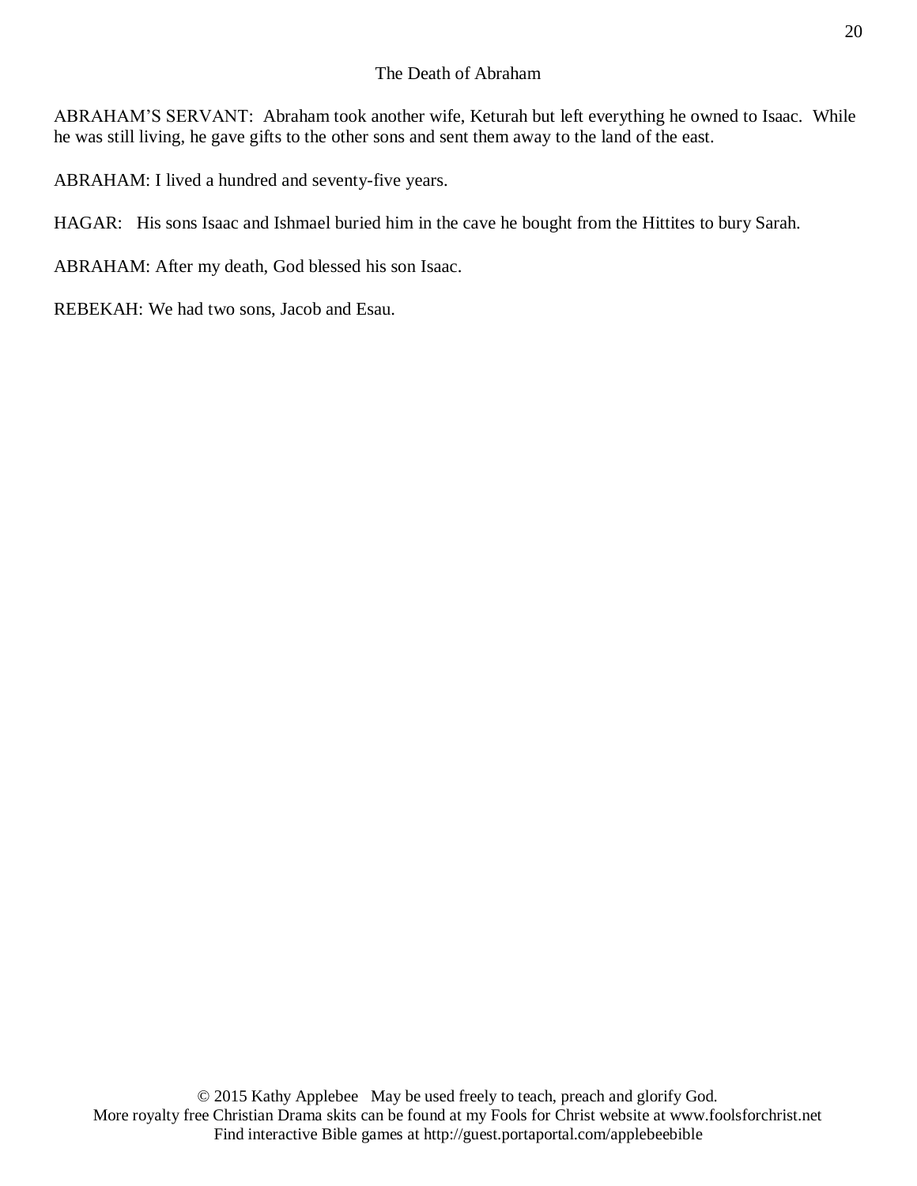## The Death of Abraham

ABRAHAM'S SERVANT: Abraham took another wife, Keturah but left everything he owned to Isaac. While he was still living, he gave gifts to the other sons and sent them away to the land of the east.

ABRAHAM: I lived a hundred and seventy-five years.

HAGAR: His sons Isaac and Ishmael buried him in the cave he bought from the Hittites to bury Sarah.

ABRAHAM: After my death, God blessed his son Isaac.

REBEKAH: We had two sons, Jacob and Esau.

© 2015 Kathy Applebee May be used freely to teach, preach and glorify God.
More royalty free Christian Drama skits can be found at my Fools for Christ website at www.foolsforchrist.net
Find interactive Bible games at http://guest.portaportal.com/applebeebible